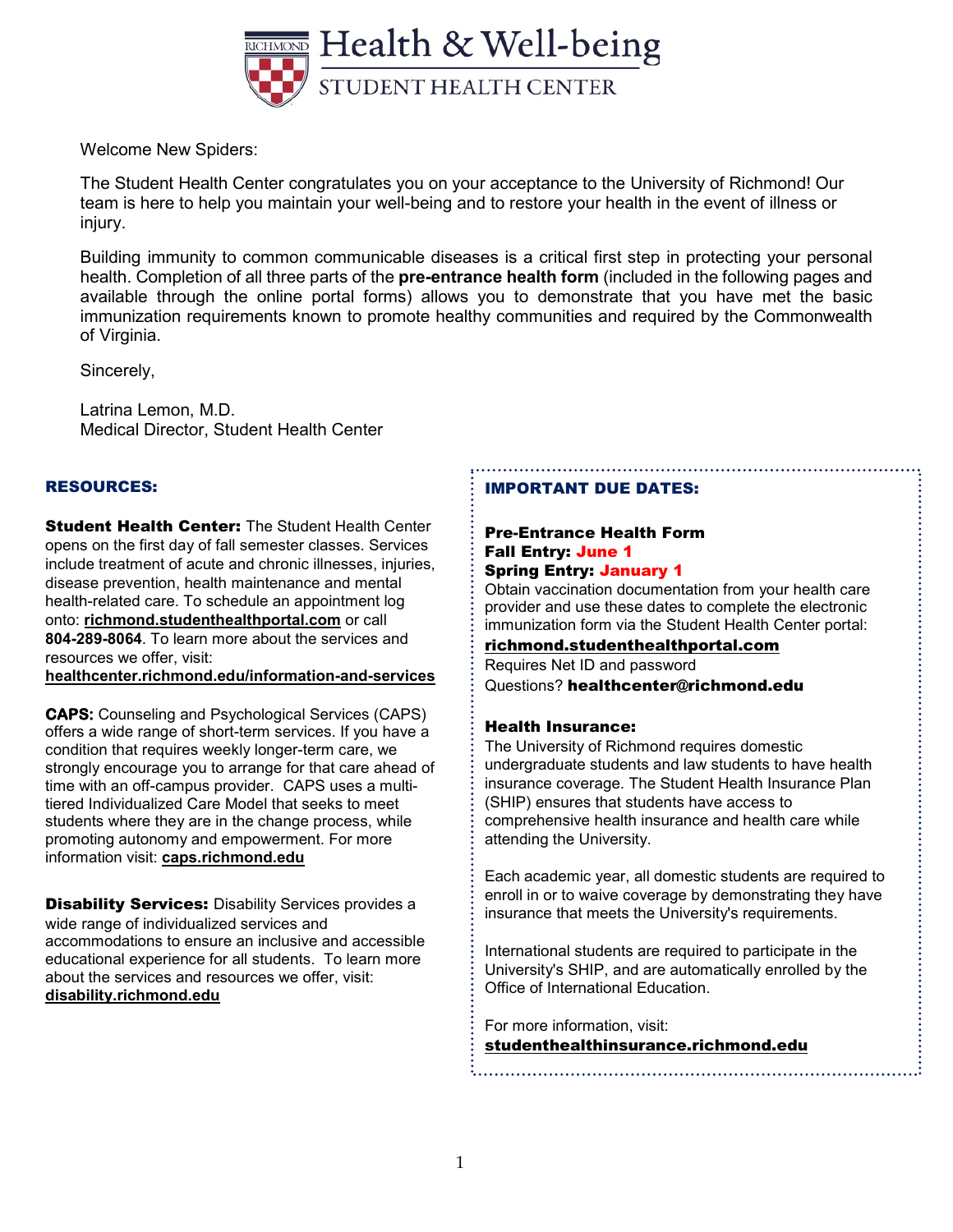# Health & Well-being

## STUDENT HEALTH CENTER

Welcome New Spiders:

The Student Health Center congratulates you on your acceptance to the University of Richmond! Our team is here to help you maintain your well-being and to restore your health in the event of illness or injury.

Building immunity to common communicable diseases is a critical first step in protecting your personal health. Completion of all three parts of the **pre-entrance health form** (included in the following pages and available through the online portal forms) allows you to demonstrate that you have met the basic immunization requirements known to promote healthy communities and required by the Commonwealth of Virginia.

Sincerely,

Latrina Lemon, M.D.
Medical Director, Student Health Center

### RESOURCES:

**Student Health Center:** The Student Health Center opens on the first day of fall semester classes. Services include treatment of acute and chronic illnesses, injuries, disease prevention, health maintenance and mental health-related care. To schedule an appointment log onto: **richmond.studenthealthportal.com** or call **804-289-8064**. To learn more about the services and resources we offer, visit: **healthcenter.richmond.edu/information-and-services**

**CAPS:** Counseling and Psychological Services (CAPS) offers a wide range of short-term services. If you have a condition that requires weekly longer-term care, we strongly encourage you to arrange for that care ahead of time with an off-campus provider. CAPS uses a multi-tiered Individualized Care Model that seeks to meet students where they are in the change process, while promoting autonomy and empowerment. For more information visit: **caps.richmond.edu**

**Disability Services:** Disability Services provides a wide range of individualized services and accommodations to ensure an inclusive and accessible educational experience for all students. To learn more about the services and resources we offer, visit: **disability.richmond.edu**

### IMPORTANT DUE DATES:

**Pre-Entrance Health Form**
**Fall Entry: June 1**
**Spring Entry: January 1**

Obtain vaccination documentation from your health care provider and use these dates to complete the electronic immunization form via the Student Health Center portal:
**richmond.studenthealthportal.com**
Requires Net ID and password
Questions? **healthcenter@richmond.edu**

**Health Insurance:**

The University of Richmond requires domestic undergraduate students and law students to have health insurance coverage. The Student Health Insurance Plan (SHIP) ensures that students have access to comprehensive health insurance and health care while attending the University.

Each academic year, all domestic students are required to enroll in or to waive coverage by demonstrating they have insurance that meets the University's requirements.

International students are required to participate in the University's SHIP, and are automatically enrolled by the Office of International Education.

For more information, visit:
**studenthealthinsurance.richmond.edu**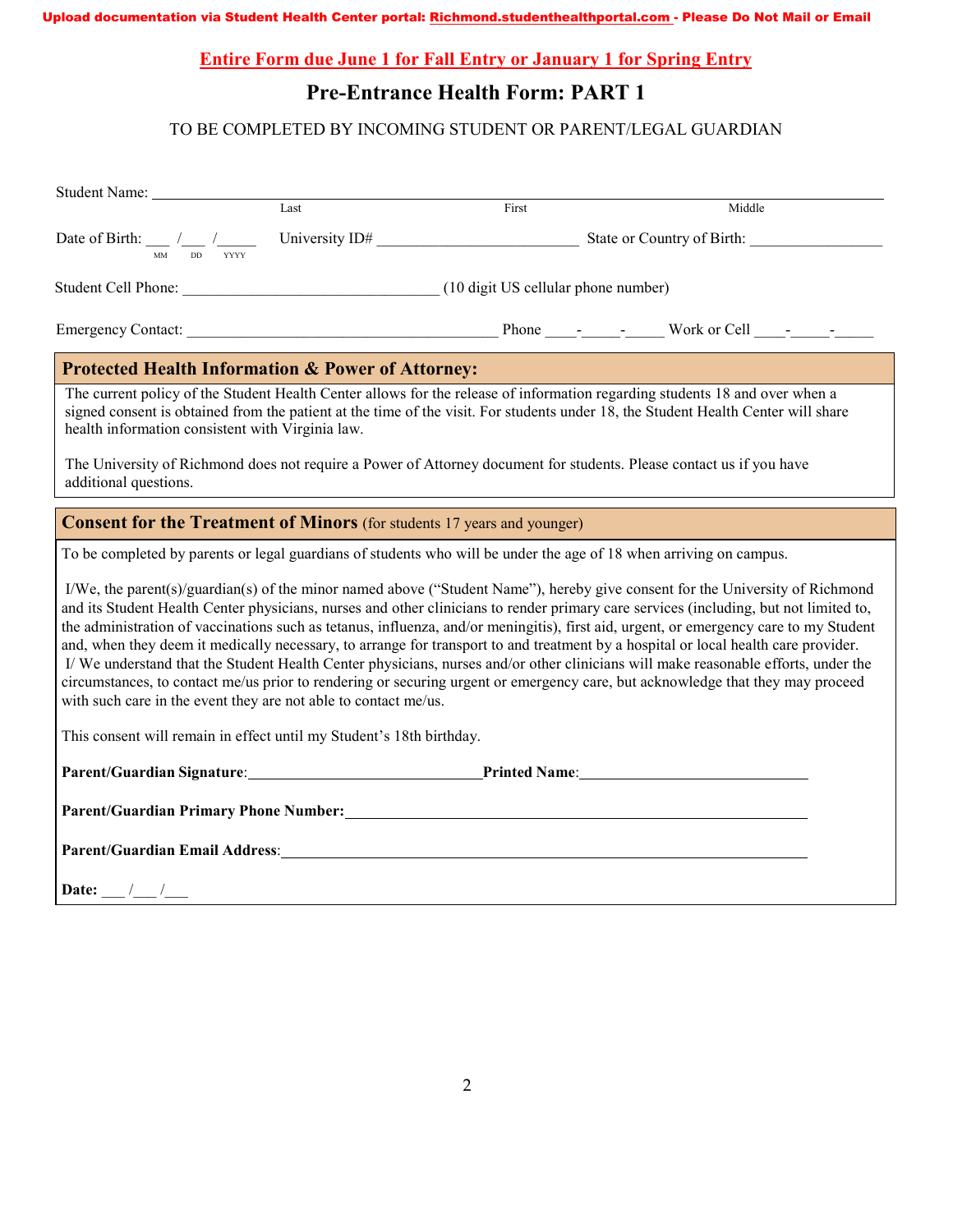**Upload documentation via Student Health Center portal: Richmond.studenthealthportal.com - Please Do Not Mail or Email**

**Entire Form due June 1 for Fall Entry or January 1 for Spring Entry**

# Pre-Entrance Health Form: PART 1

TO BE COMPLETED BY INCOMING STUDENT OR PARENT/LEGAL GUARDIAN

Student Name: ______________________________________________________________
Last First Middle

Date of Birth: ___ /___ /_____ (MM DD YYYY) University ID# _________________________ State or Country of Birth: _________________

Student Cell Phone: ________________________________ (10 digit US cellular phone number)

Emergency Contact: ________________________________________ Phone ____-_____-_____ Work or Cell ____-_____-_____

## Protected Health Information & Power of Attorney:

The current policy of the Student Health Center allows for the release of information regarding students 18 and over when a signed consent is obtained from the patient at the time of the visit. For students under 18, the Student Health Center will share health information consistent with Virginia law.

The University of Richmond does not require a Power of Attorney document for students. Please contact us if you have additional questions.

## Consent for the Treatment of Minors (for students 17 years and younger)

To be completed by parents or legal guardians of students who will be under the age of 18 when arriving on campus.

I/We, the parent(s)/guardian(s) of the minor named above ("Student Name"), hereby give consent for the University of Richmond and its Student Health Center physicians, nurses and other clinicians to render primary care services (including, but not limited to, the administration of vaccinations such as tetanus, influenza, and/or meningitis), first aid, urgent, or emergency care to my Student and, when they deem it medically necessary, to arrange for transport to and treatment by a hospital or local health care provider. I/ We understand that the Student Health Center physicians, nurses and/or other clinicians will make reasonable efforts, under the circumstances, to contact me/us prior to rendering or securing urgent or emergency care, but acknowledge that they may proceed with such care in the event they are not able to contact me/us.

This consent will remain in effect until my Student's 18th birthday.

**Parent/Guardian Signature**:______________________________ **Printed Name**:______________________________

**Parent/Guardian Primary Phone Number:**______________________________________________________________

**Parent/Guardian Email Address**:______________________________________________________________

**Date:** ___ /___ /___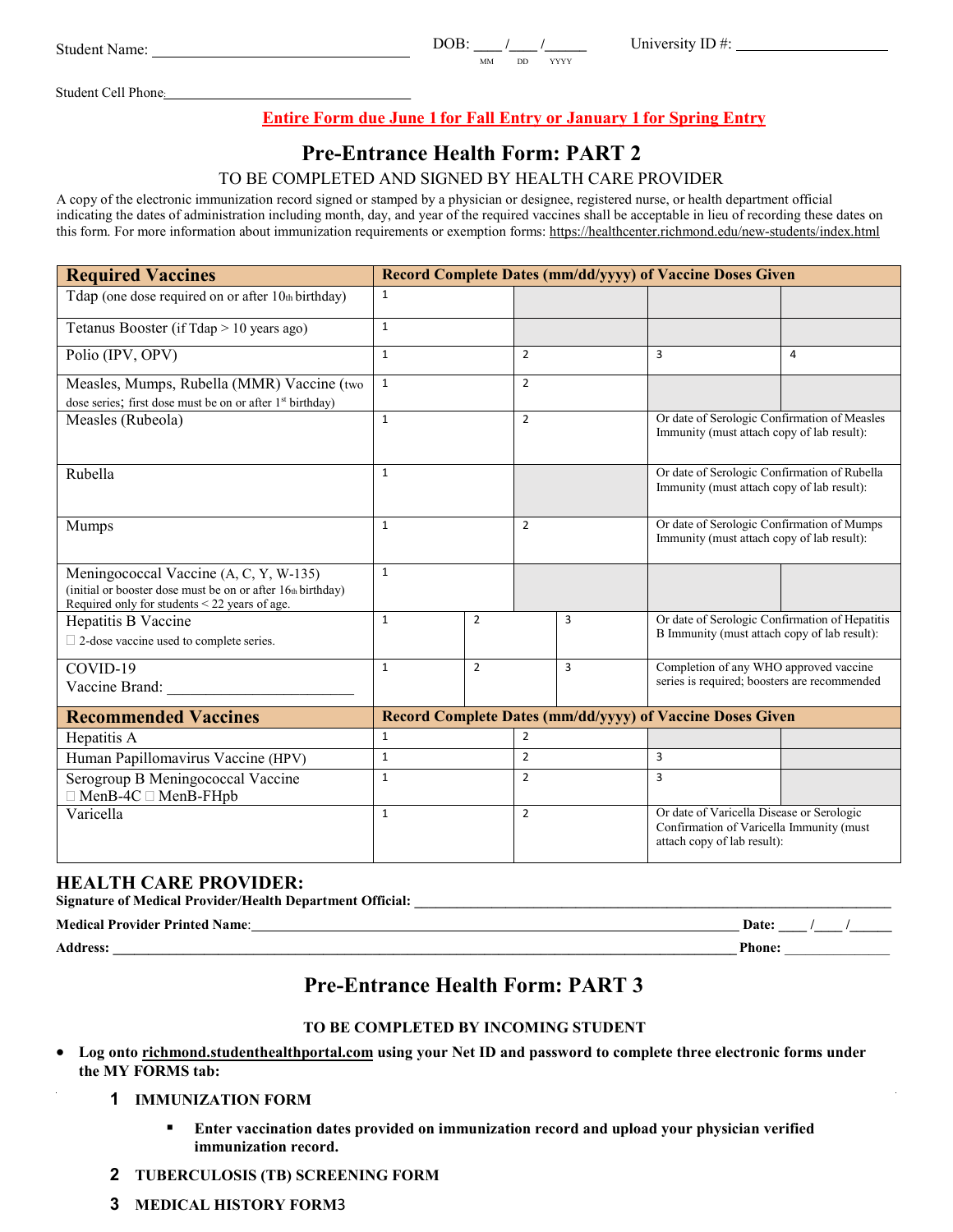Student Name: ______________________ DOB: ___ /___ /_____ (MM DD YYYY) University ID #: ______________________

Student Cell Phone: ______________________

**Entire Form due June 1 for Fall Entry or January 1 for Spring Entry**

# Pre-Entrance Health Form: PART 2

TO BE COMPLETED AND SIGNED BY HEALTH CARE PROVIDER

A copy of the electronic immunization record signed or stamped by a physician or designee, registered nurse, or health department official indicating the dates of administration including month, day, and year of the required vaccines shall be acceptable in lieu of recording these dates on this form. For more information about immunization requirements or exemption forms: https://healthcenter.richmond.edu/new-students/index.html

| **Required Vaccines** | **Record Complete Dates (mm/dd/yyyy) of Vaccine Doses Given** | | | |
|---|---|---|---|---|
| Tdap (one dose required on or after 10th birthday) | 1 | | | |
| Tetanus Booster (if Tdap > 10 years ago) | 1 | | | |
| Polio (IPV, OPV) | 1 | 2 | 3 | 4 |
| Measles, Mumps, Rubella (MMR) Vaccine (two dose series; first dose must be on or after 1st birthday) | 1 | 2 | | |
| Measles (Rubeola) | 1 | 2 | Or date of Serologic Confirmation of Measles Immunity (must attach copy of lab result): | |
| Rubella | 1 | | Or date of Serologic Confirmation of Rubella Immunity (must attach copy of lab result): | |
| Mumps | 1 | 2 | Or date of Serologic Confirmation of Mumps Immunity (must attach copy of lab result): | |
| Meningococcal Vaccine (A, C, Y, W-135) (initial or booster dose must be on or after 16th birthday) Required only for students < 22 years of age. | 1 | | | |
| Hepatitis B Vaccine ☐ 2-dose vaccine used to complete series. | 1 | 2 | 3 | Or date of Serologic Confirmation of Hepatitis B Immunity (must attach copy of lab result): |
| COVID-19 Vaccine Brand: ______________ | 1 | 2 | 3 | Completion of any WHO approved vaccine series is required; boosters are recommended |
| **Recommended Vaccines** | **Record Complete Dates (mm/dd/yyyy) of Vaccine Doses Given** | | | |
| Hepatitis A | 1 | 2 | | |
| Human Papillomavirus Vaccine (HPV) | 1 | 2 | 3 | |
| Serogroup B Meningococcal Vaccine ☐ MenB-4C ☐ MenB-FHpb | 1 | 2 | 3 | |
| Varicella | 1 | 2 | Or date of Varicella Disease or Serologic Confirmation of Varicella Immunity (must attach copy of lab result): | |

## HEALTH CARE PROVIDER:

**Signature of Medical Provider/Health Department Official:** ______________________

**Medical Provider Printed Name:** ______________________ **Date:** ___ /___ /_____

**Address:** ______________________ **Phone:** ______________

# Pre-Entrance Health Form: PART 3

**TO BE COMPLETED BY INCOMING STUDENT**

- **Log onto richmond.studenthealthportal.com using your Net ID and password to complete three electronic forms under the MY FORMS tab:**
  1. **IMMUNIZATION FORM**
     - **Enter vaccination dates provided on immunization record and upload your physician verified immunization record.**
  2. **TUBERCULOSIS (TB) SCREENING FORM**
  3. **MEDICAL HISTORY FORM3**